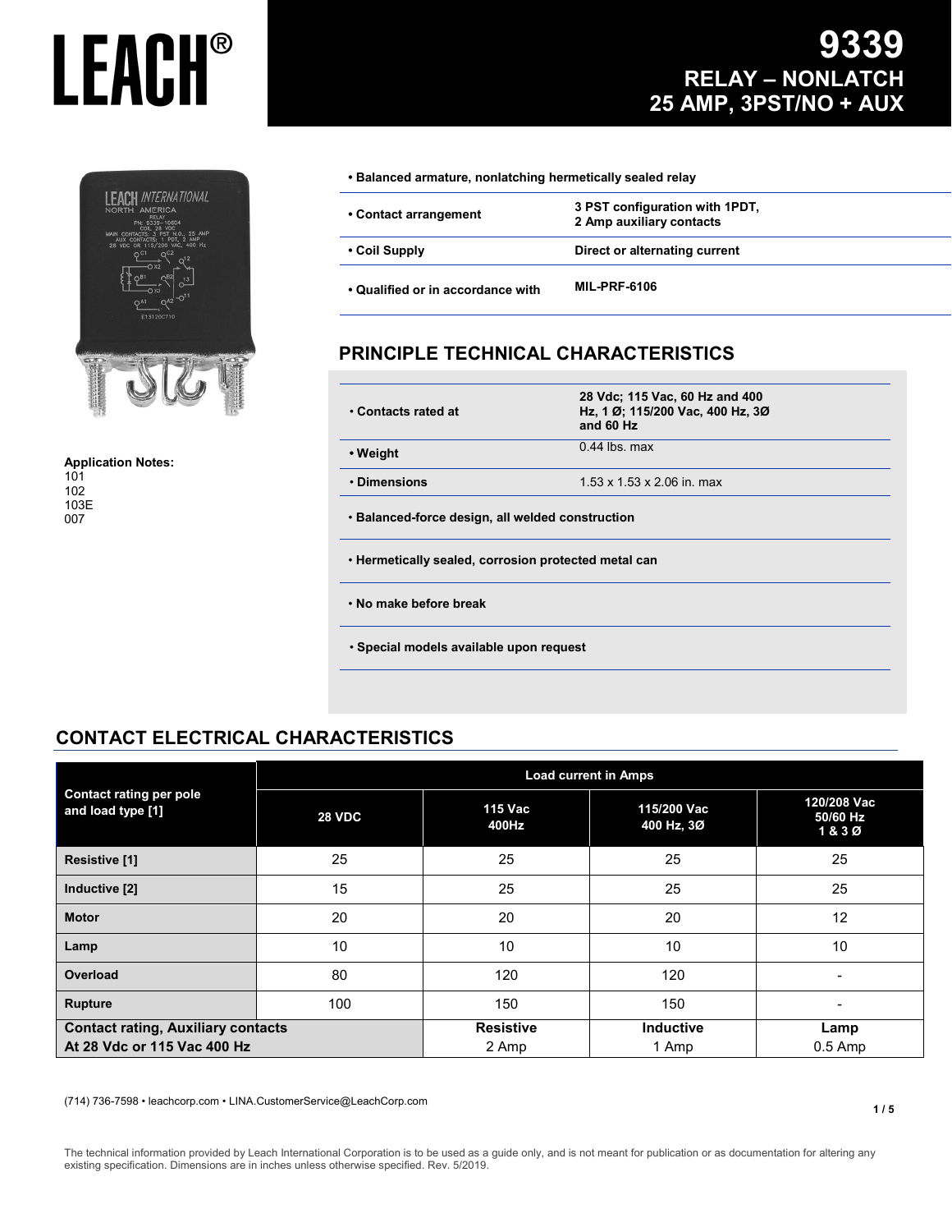# LEACH®

# 9339
## RELAY – NONLATCH
## 25 AMP, 3PST/NO + AUX

**Application Notes:**
101
102
103E
007

- **Balanced armature, nonlatching hermetically sealed relay**

| | |
|---|---|
| **• Contact arrangement** | **3 PST configuration with 1PDT, 2 Amp auxiliary contacts** |
| **• Coil Supply** | **Direct or alternating current** |
| **• Qualified or in accordance with** | **MIL-PRF-6106** |

## PRINCIPLE TECHNICAL CHARACTERISTICS

| | |
|---|---|
| **• Contacts rated at** | **28 Vdc; 115 Vac, 60 Hz and 400 Hz, 1 Ø; 115/200 Vac, 400 Hz, 3Ø and 60 Hz** |
| **• Weight** | 0.44 lbs. max |
| **• Dimensions** | 1.53 x 1.53 x 2.06 in. max |

- **Balanced-force design, all welded construction**
- **Hermetically sealed, corrosion protected metal can**
- **No make before break**
- **Special models available upon request**

## CONTACT ELECTRICAL CHARACTERISTICS

| Contact rating per pole and load type [1] | Load current in Amps | | | |
|---|---|---|---|---|
| | **28 VDC** | **115 Vac 400Hz** | **115/200 Vac 400 Hz, 3Ø** | **120/208 Vac 50/60 Hz 1 & 3 Ø** |
| **Resistive [1]** | 25 | 25 | 25 | 25 |
| **Inductive [2]** | 15 | 25 | 25 | 25 |
| **Motor** | 20 | 20 | 20 | 12 |
| **Lamp** | 10 | 10 | 10 | 10 |
| **Overload** | 80 | 120 | 120 | - |
| **Rupture** | 100 | 150 | 150 | - |
| **Contact rating, Auxiliary contacts At 28 Vdc or 115 Vac 400 Hz** | | **Resistive** 2 Amp | **Inductive** 1 Amp | **Lamp** 0.5 Amp |

(714) 736-7598 • leachcorp.com • LINA.CustomerService@LeachCorp.com

The technical information provided by Leach International Corporation is to be used as a guide only, and is not meant for publication or as documentation for altering any existing specification. Dimensions are in inches unless otherwise specified. Rev. 5/2019.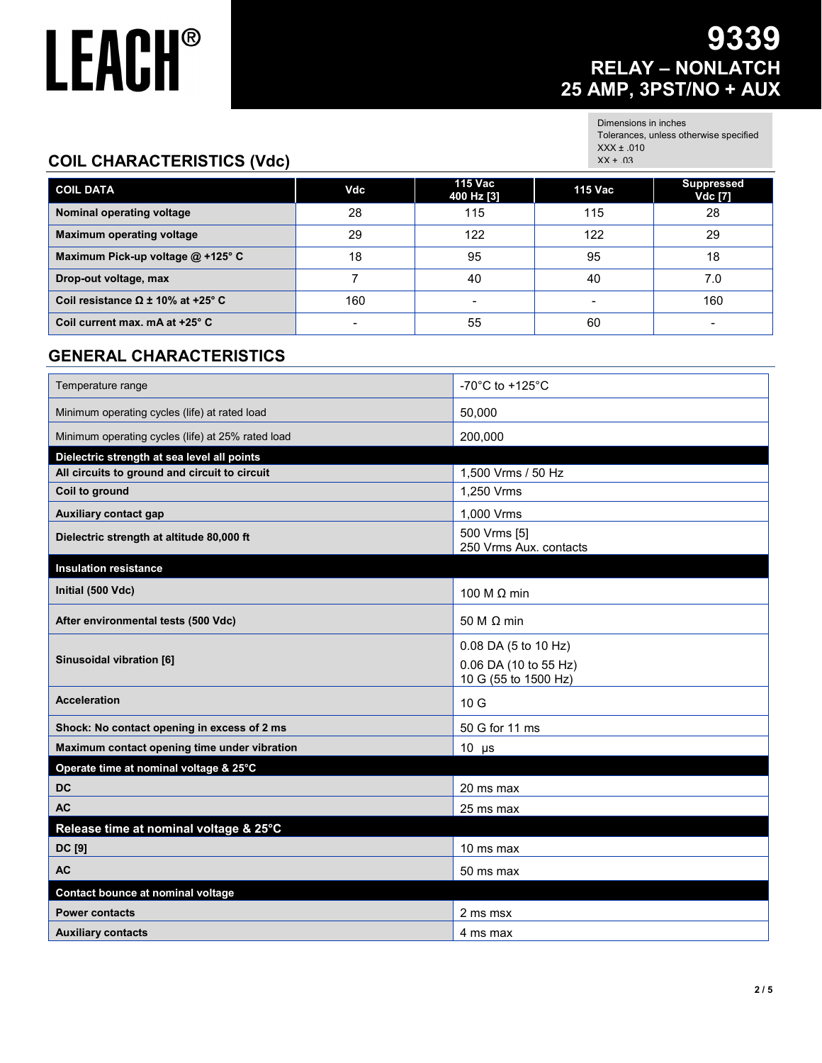# LEACH®

# 9339
## RELAY – NONLATCH
## 25 AMP, 3PST/NO + AUX

Dimensions in inches
Tolerances, unless otherwise specified
XXX ± .010
XX ± .03

## COIL CHARACTERISTICS (Vdc)

| COIL DATA | Vdc | 115 Vac 400 Hz [3] | 115 Vac | Suppressed Vdc [7] |
|---|---|---|---|---|
| Nominal operating voltage | 28 | 115 | 115 | 28 |
| Maximum operating voltage | 29 | 122 | 122 | 29 |
| Maximum Pick-up voltage @ +125° C | 18 | 95 | 95 | 18 |
| Drop-out voltage, max | 7 | 40 | 40 | 7.0 |
| Coil resistance Ω ± 10% at +25° C | 160 | - | - | 160 |
| Coil current max. mA at +25° C | - | 55 | 60 | - |

## GENERAL CHARACTERISTICS

| | |
|---|---|
| Temperature range | -70°C to +125°C |
| Minimum operating cycles (life) at rated load | 50,000 |
| Minimum operating cycles (life) at 25% rated load | 200,000 |
| **Dielectric strength at sea level all points** | |
| **All circuits to ground and circuit to circuit** | 1,500 Vrms / 50 Hz |
| **Coil to ground** | 1,250 Vrms |
| **Auxiliary contact gap** | 1,000 Vrms |
| **Dielectric strength at altitude 80,000 ft** | 500 Vrms [5]<br>250 Vrms Aux. contacts |
| **Insulation resistance** | |
| **Initial (500 Vdc)** | 100 M Ω min |
| **After environmental tests (500 Vdc)** | 50 M Ω min |
| **Sinusoidal vibration [6]** | 0.08 DA (5 to 10 Hz)<br>0.06 DA (10 to 55 Hz)<br>10 G (55 to 1500 Hz) |
| **Acceleration** | 10 G |
| **Shock: No contact opening in excess of 2 ms** | 50 G for 11 ms |
| **Maximum contact opening time under vibration** | 10 µs |
| **Operate time at nominal voltage & 25°C** | |
| **DC** | 20 ms max |
| **AC** | 25 ms max |
| **Release time at nominal voltage & 25°C** | |
| **DC [9]** | 10 ms max |
| **AC** | 50 ms max |
| **Contact bounce at nominal voltage** | |
| **Power contacts** | 2 ms msx |
| **Auxiliary contacts** | 4 ms max |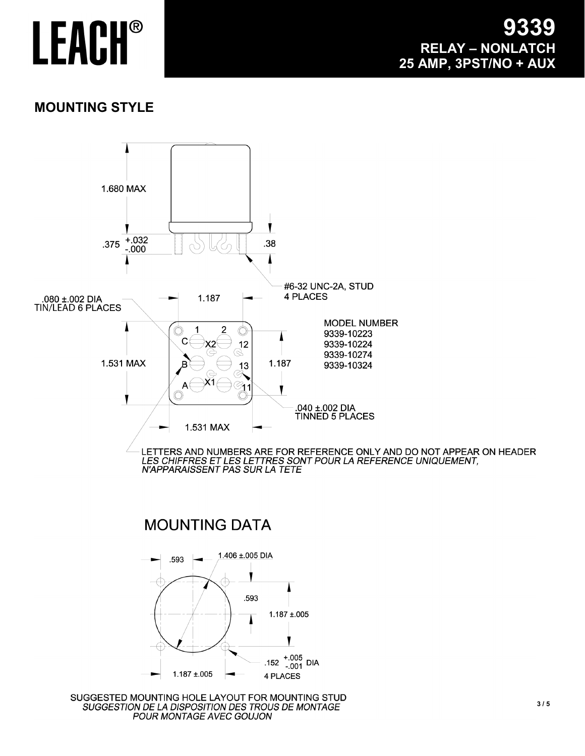# LEACH®

## 9339
## RELAY – NONLATCH
## 25 AMP, 3PST/NO + AUX

## MOUNTING STYLE

1.680 MAX

.375 +.032 / -.000

.38

#6-32 UNC-2A, STUD
4 PLACES

.080 ±.002 DIA
TIN/LEAD 6 PLACES

1.187

1.531 MAX

1.187

1.531 MAX

1, 2, C, X2, 12, B, 13, A, X1, 11

MODEL NUMBER
9339-10223
9339-10224
9339-10274
9339-10324

.040 ±.002 DIA
TINNED 5 PLACES

LETTERS AND NUMBERS ARE FOR REFERENCE ONLY AND DO NOT APPEAR ON HEADER
*LES CHIFFRES ET LES LETTRES SONT POUR LA REFERENCE UNIQUEMENT, N'APPARAISSENT PAS SUR LA TETE*

## MOUNTING DATA

.593

1.406 ±.005 DIA

.593

1.187 ±.005

.152 +.005 / -.001 DIA
4 PLACES

1.187 ±.005

SUGGESTED MOUNTING HOLE LAYOUT FOR MOUNTING STUD
*SUGGESTION DE LA DISPOSITION DES TROUS DE MONTAGE POUR MONTAGE AVEC GOUJON*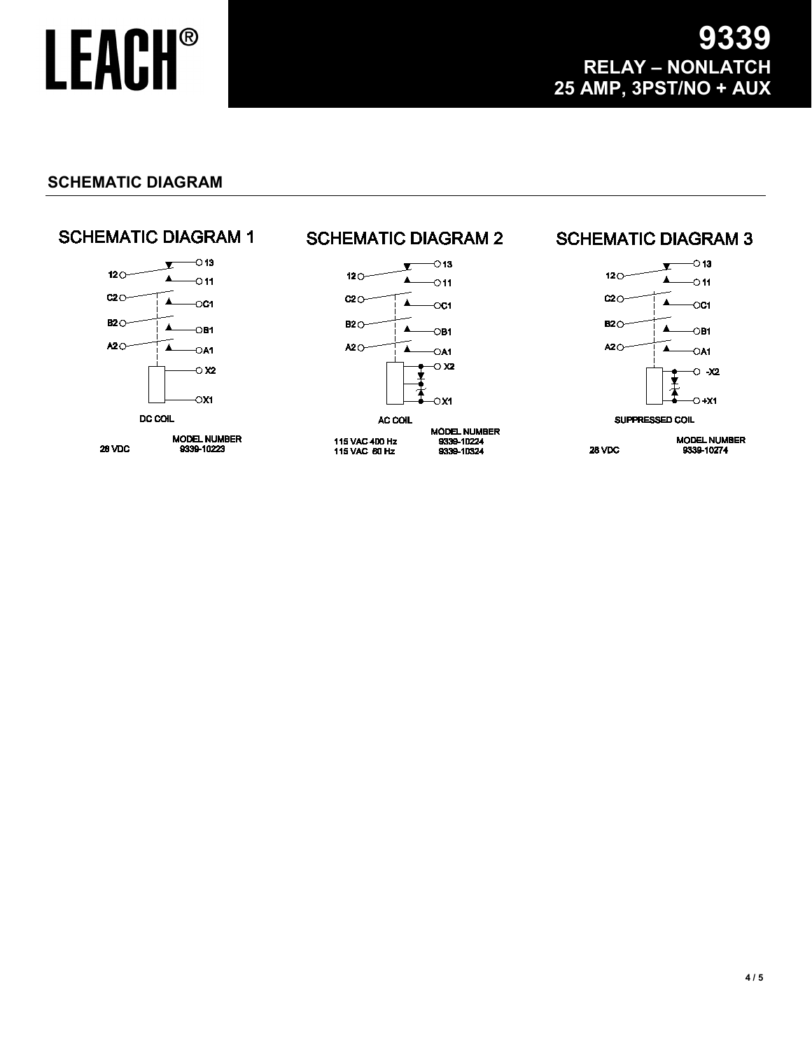# LEACH®

# 9339
## RELAY – NONLATCH
## 25 AMP, 3PST/NO + AUX

## SCHEMATIC DIAGRAM

### SCHEMATIC DIAGRAM 1

12, 13, 11, C2, C1, B2, B1, A2, A1, X2, X1

DC COIL

| | MODEL NUMBER |
|---|---|
| 28 VDC | 9339-10223 |

### SCHEMATIC DIAGRAM 2

12, 13, 11, C2, C1, B2, B1, A2, A1, X2, X1

AC COIL

| | MODEL NUMBER |
|---|---|
| 115 VAC 400 Hz | 9339-10224 |
| 115 VAC 60 Hz | 9339-10324 |

### SCHEMATIC DIAGRAM 3

12, 13, 11, C2, C1, B2, B1, A2, A1, -X2, +X1

SUPPRESSED COIL

| | MODEL NUMBER |
|---|---|
| 28 VDC | 9339-10274 |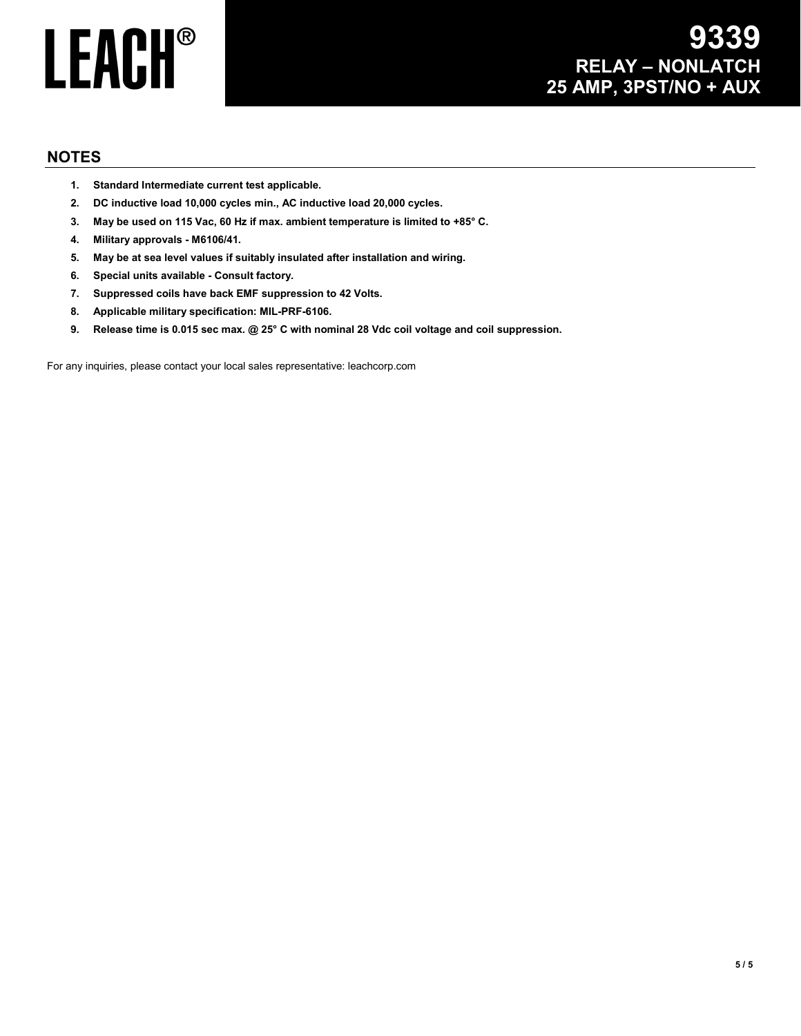# LEACH®

## 9339
## RELAY – NONLATCH
## 25 AMP, 3PST/NO + AUX

## NOTES

1. **Standard Intermediate current test applicable.**
2. **DC inductive load 10,000 cycles min., AC inductive load 20,000 cycles.**
3. **May be used on 115 Vac, 60 Hz if max. ambient temperature is limited to +85° C.**
4. **Military approvals - M6106/41.**
5. **May be at sea level values if suitably insulated after installation and wiring.**
6. **Special units available - Consult factory.**
7. **Suppressed coils have back EMF suppression to 42 Volts.**
8. **Applicable military specification: MIL-PRF-6106.**
9. **Release time is 0.015 sec max. @ 25° C with nominal 28 Vdc coil voltage and coil suppression.**

For any inquiries, please contact your local sales representative: leachcorp.com